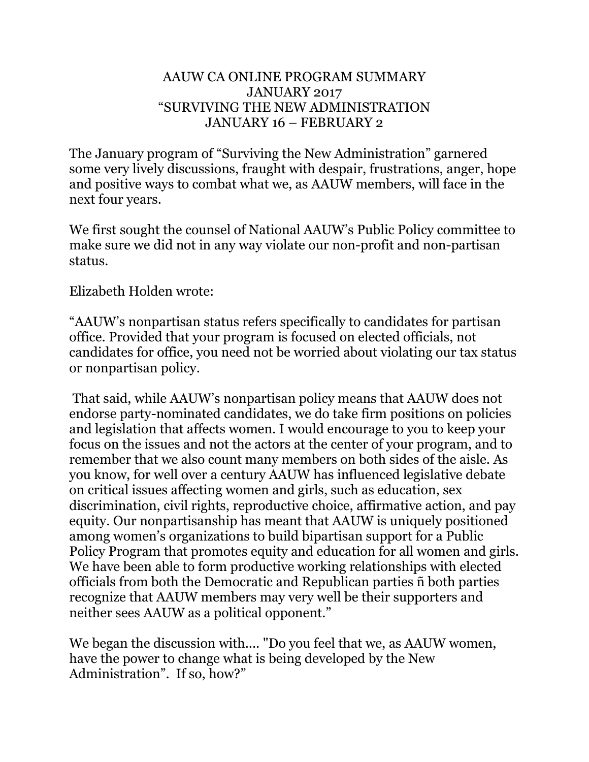# AAUW CA ONLINE PROGRAM SUMMARY
## JANUARY 2017
## "SURVIVING THE NEW ADMINISTRATION
## JANUARY 16 – FEBRUARY 2

The January program of "Surviving the New Administration" garnered some very lively discussions, fraught with despair, frustrations, anger, hope and positive ways to combat what we, as AAUW members, will face in the next four years.

We first sought the counsel of National AAUW's Public Policy committee to make sure we did not in any way violate our non-profit and non-partisan status.

Elizabeth Holden wrote:

"AAUW's nonpartisan status refers specifically to candidates for partisan office. Provided that your program is focused on elected officials, not candidates for office, you need not be worried about violating our tax status or nonpartisan policy.

That said, while AAUW's nonpartisan policy means that AAUW does not endorse party-nominated candidates, we do take firm positions on policies and legislation that affects women. I would encourage to you to keep your focus on the issues and not the actors at the center of your program, and to remember that we also count many members on both sides of the aisle. As you know, for well over a century AAUW has influenced legislative debate on critical issues affecting women and girls, such as education, sex discrimination, civil rights, reproductive choice, affirmative action, and pay equity. Our nonpartisanship has meant that AAUW is uniquely positioned among women's organizations to build bipartisan support for a Public Policy Program that promotes equity and education for all women and girls. We have been able to form productive working relationships with elected officials from both the Democratic and Republican parties ñ both parties recognize that AAUW members may very well be their supporters and neither sees AAUW as a political opponent."

We began the discussion with.... "Do you feel that we, as AAUW women, have the power to change what is being developed by the New Administration". If so, how?"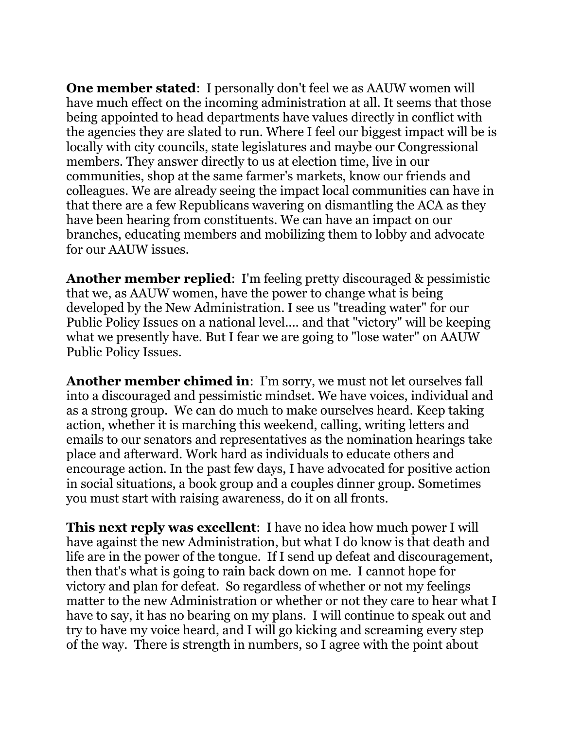**One member stated**: I personally don't feel we as AAUW women will have much effect on the incoming administration at all. It seems that those being appointed to head departments have values directly in conflict with the agencies they are slated to run. Where I feel our biggest impact will be is locally with city councils, state legislatures and maybe our Congressional members. They answer directly to us at election time, live in our communities, shop at the same farmer's markets, know our friends and colleagues. We are already seeing the impact local communities can have in that there are a few Republicans wavering on dismantling the ACA as they have been hearing from constituents. We can have an impact on our branches, educating members and mobilizing them to lobby and advocate for our AAUW issues.

**Another member replied**: I'm feeling pretty discouraged & pessimistic that we, as AAUW women, have the power to change what is being developed by the New Administration. I see us "treading water" for our Public Policy Issues on a national level.... and that "victory" will be keeping what we presently have. But I fear we are going to "lose water" on AAUW Public Policy Issues.

**Another member chimed in**: I'm sorry, we must not let ourselves fall into a discouraged and pessimistic mindset. We have voices, individual and as a strong group. We can do much to make ourselves heard. Keep taking action, whether it is marching this weekend, calling, writing letters and emails to our senators and representatives as the nomination hearings take place and afterward. Work hard as individuals to educate others and encourage action. In the past few days, I have advocated for positive action in social situations, a book group and a couples dinner group. Sometimes you must start with raising awareness, do it on all fronts.

**This next reply was excellent**: I have no idea how much power I will have against the new Administration, but what I do know is that death and life are in the power of the tongue. If I send up defeat and discouragement, then that's what is going to rain back down on me. I cannot hope for victory and plan for defeat. So regardless of whether or not my feelings matter to the new Administration or whether or not they care to hear what I have to say, it has no bearing on my plans. I will continue to speak out and try to have my voice heard, and I will go kicking and screaming every step of the way. There is strength in numbers, so I agree with the point about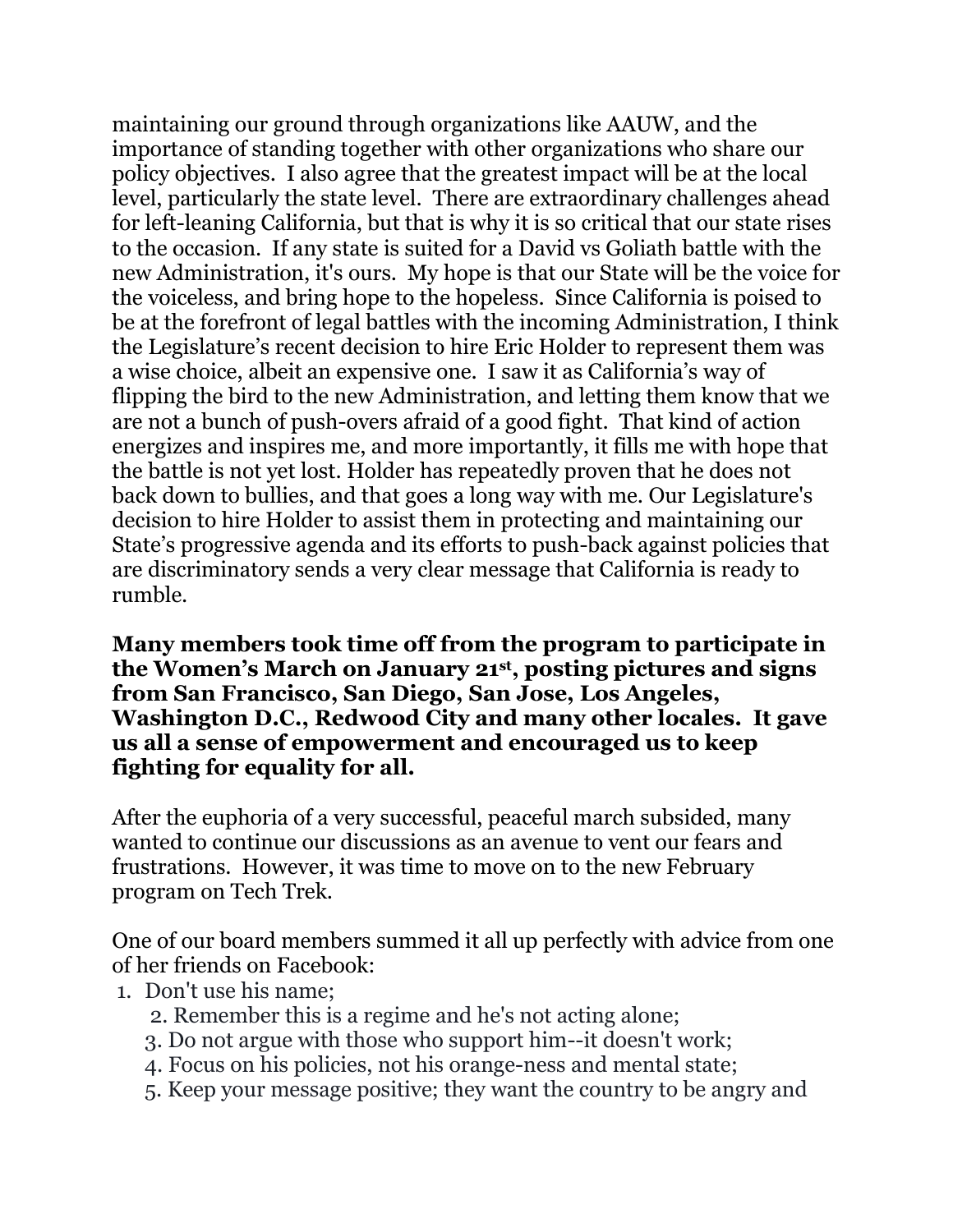maintaining our ground through organizations like AAUW, and the importance of standing together with other organizations who share our policy objectives. I also agree that the greatest impact will be at the local level, particularly the state level. There are extraordinary challenges ahead for left-leaning California, but that is why it is so critical that our state rises to the occasion. If any state is suited for a David vs Goliath battle with the new Administration, it's ours. My hope is that our State will be the voice for the voiceless, and bring hope to the hopeless. Since California is poised to be at the forefront of legal battles with the incoming Administration, I think the Legislature's recent decision to hire Eric Holder to represent them was a wise choice, albeit an expensive one. I saw it as California's way of flipping the bird to the new Administration, and letting them know that we are not a bunch of push-overs afraid of a good fight. That kind of action energizes and inspires me, and more importantly, it fills me with hope that the battle is not yet lost. Holder has repeatedly proven that he does not back down to bullies, and that goes a long way with me. Our Legislature's decision to hire Holder to assist them in protecting and maintaining our State's progressive agenda and its efforts to push-back against policies that are discriminatory sends a very clear message that California is ready to rumble.

**Many members took time off from the program to participate in the Women's March on January 21st, posting pictures and signs from San Francisco, San Diego, San Jose, Los Angeles, Washington D.C., Redwood City and many other locales. It gave us all a sense of empowerment and encouraged us to keep fighting for equality for all.**

After the euphoria of a very successful, peaceful march subsided, many wanted to continue our discussions as an avenue to vent our fears and frustrations. However, it was time to move on to the new February program on Tech Trek.

One of our board members summed it all up perfectly with advice from one of her friends on Facebook:

1. Don't use his name;
2. Remember this is a regime and he's not acting alone;
3. Do not argue with those who support him--it doesn't work;
4. Focus on his policies, not his orange-ness and mental state;
5. Keep your message positive; they want the country to be angry and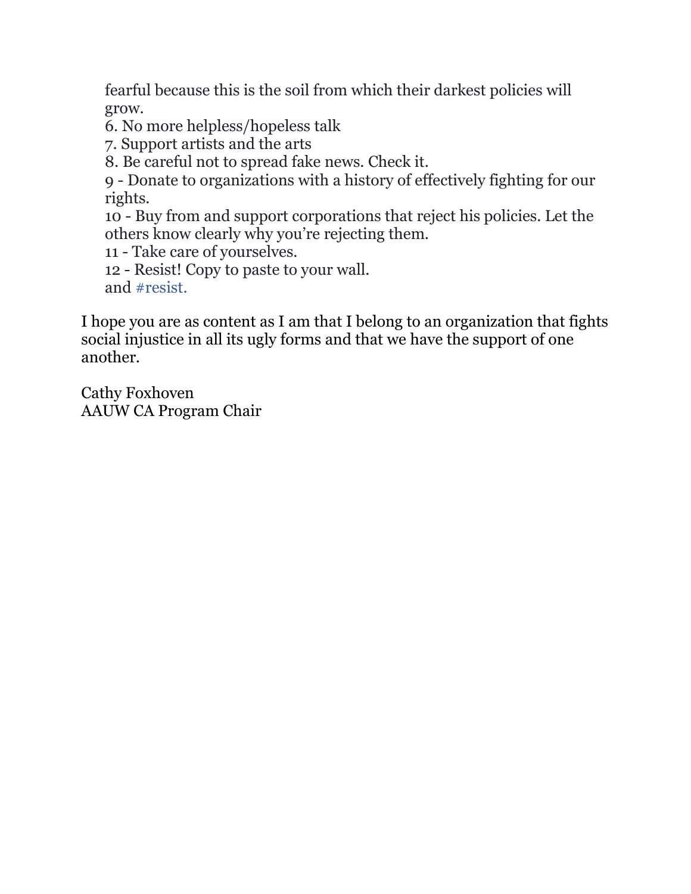fearful because this is the soil from which their darkest policies will grow.

6. No more helpless/hopeless talk
7. Support artists and the arts
8. Be careful not to spread fake news. Check it.

9 - Donate to organizations with a history of effectively fighting for our rights.
10 - Buy from and support corporations that reject his policies. Let the others know clearly why you're rejecting them.
11 - Take care of yourselves.
12 - Resist! Copy to paste to your wall.
and #resist.

I hope you are as content as I am that I belong to an organization that fights social injustice in all its ugly forms and that we have the support of one another.

Cathy Foxhoven
AAUW CA Program Chair